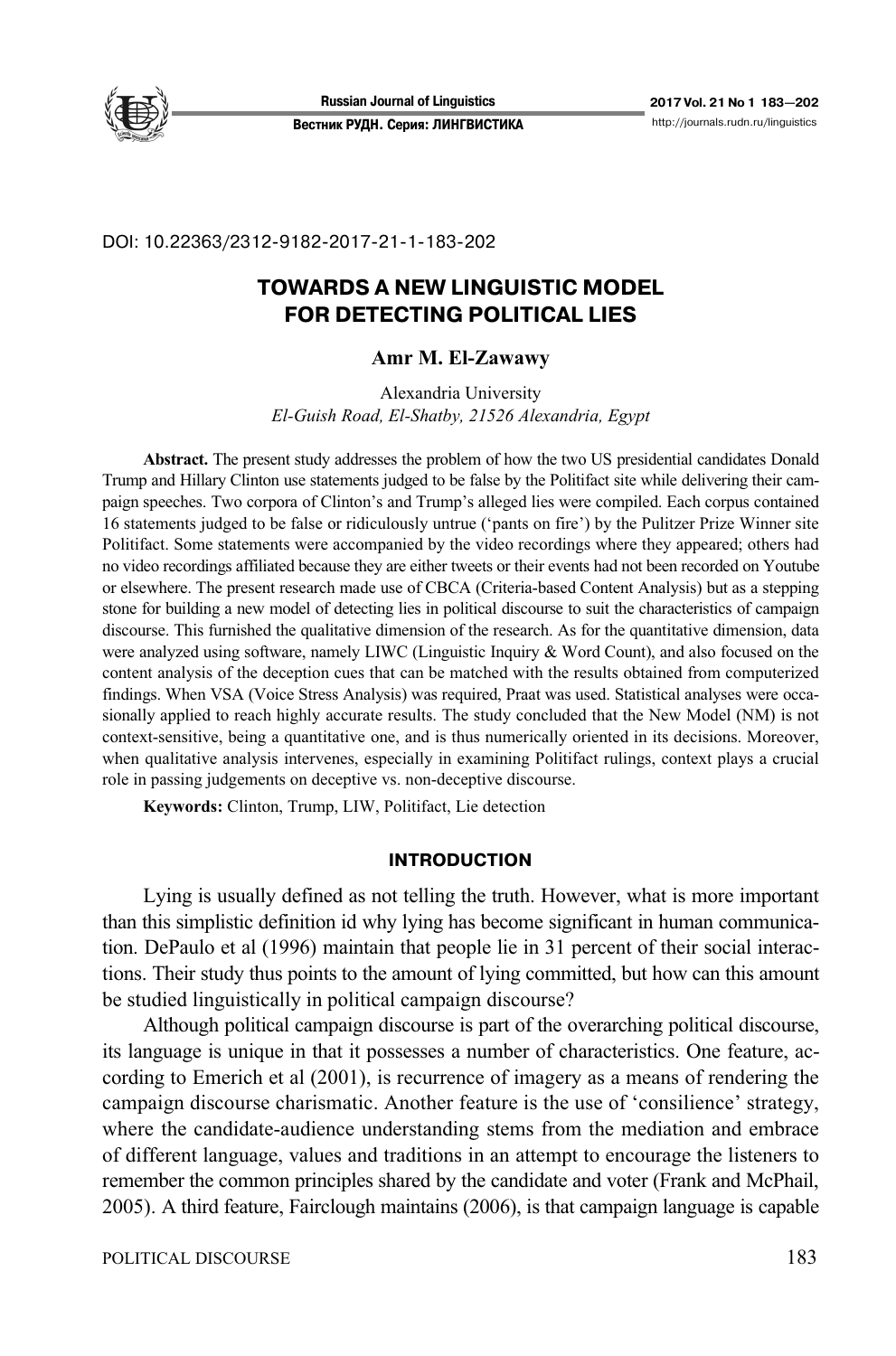DOI: 10.22363/2312-9182-2017-21-1-183-202

# TOWARDS A NEW LINGUISTIC MODEL FOR DETECTING POLITICAL LIES

**Amr M. El-Zawawy**

Alexandria University
*El-Guish Road, El-Shatby, 21526 Alexandria, Egypt*

**Abstract.** The present study addresses the problem of how the two US presidential candidates Donald Trump and Hillary Clinton use statements judged to be false by the Politifact site while delivering their campaign speeches. Two corpora of Clinton's and Trump's alleged lies were compiled. Each corpus contained 16 statements judged to be false or ridiculously untrue ('pants on fire') by the Pulitzer Prize Winner site Politifact. Some statements were accompanied by the video recordings where they appeared; others had no video recordings affiliated because they are either tweets or their events had not been recorded on Youtube or elsewhere. The present research made use of CBCA (Criteria-based Content Analysis) but as a stepping stone for building a new model of detecting lies in political discourse to suit the characteristics of campaign discourse. This furnished the qualitative dimension of the research. As for the quantitative dimension, data were analyzed using software, namely LIWC (Linguistic Inquiry & Word Count), and also focused on the content analysis of the deception cues that can be matched with the results obtained from computerized findings. When VSA (Voice Stress Analysis) was required, Praat was used. Statistical analyses were occasionally applied to reach highly accurate results. The study concluded that the New Model (NM) is not context-sensitive, being a quantitative one, and is thus numerically oriented in its decisions. Moreover, when qualitative analysis intervenes, especially in examining Politifact rulings, context plays a crucial role in passing judgements on deceptive vs. non-deceptive discourse.

**Keywords:** Clinton, Trump, LIW, Politifact, Lie detection

## INTRODUCTION

Lying is usually defined as not telling the truth. However, what is more important than this simplistic definition id why lying has become significant in human communication. DePaulo et al (1996) maintain that people lie in 31 percent of their social interactions. Their study thus points to the amount of lying committed, but how can this amount be studied linguistically in political campaign discourse?

Although political campaign discourse is part of the overarching political discourse, its language is unique in that it possesses a number of characteristics. One feature, according to Emerich et al (2001), is recurrence of imagery as a means of rendering the campaign discourse charismatic. Another feature is the use of 'consilience' strategy, where the candidate-audience understanding stems from the mediation and embrace of different language, values and traditions in an attempt to encourage the listeners to remember the common principles shared by the candidate and voter (Frank and McPhail, 2005). A third feature, Fairclough maintains (2006), is that campaign language is capable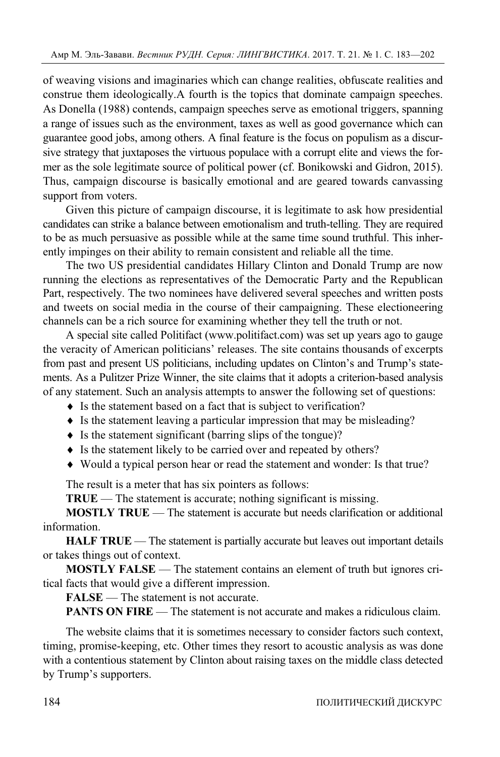of weaving visions and imaginaries which can change realities, obfuscate realities and construe them ideologically.A fourth is the topics that dominate campaign speeches. As Donella (1988) contends, campaign speeches serve as emotional triggers, spanning a range of issues such as the environment, taxes as well as good governance which can guarantee good jobs, among others. A final feature is the focus on populism as a discursive strategy that juxtaposes the virtuous populace with a corrupt elite and views the former as the sole legitimate source of political power (cf. Bonikowski and Gidron, 2015). Thus, campaign discourse is basically emotional and are geared towards canvassing support from voters.

Given this picture of campaign discourse, it is legitimate to ask how presidential candidates can strike a balance between emotionalism and truth-telling. They are required to be as much persuasive as possible while at the same time sound truthful. This inherently impinges on their ability to remain consistent and reliable all the time.

The two US presidential candidates Hillary Clinton and Donald Trump are now running the elections as representatives of the Democratic Party and the Republican Part, respectively. The two nominees have delivered several speeches and written posts and tweets on social media in the course of their campaigning. These electioneering channels can be a rich source for examining whether they tell the truth or not.

A special site called Politifact (www.politifact.com) was set up years ago to gauge the veracity of American politicians' releases. The site contains thousands of excerpts from past and present US politicians, including updates on Clinton's and Trump's statements. As a Pulitzer Prize Winner, the site claims that it adopts a criterion-based analysis of any statement. Such an analysis attempts to answer the following set of questions:

- Is the statement based on a fact that is subject to verification?
- Is the statement leaving a particular impression that may be misleading?
- Is the statement significant (barring slips of the tongue)?
- Is the statement likely to be carried over and repeated by others?
- Would a typical person hear or read the statement and wonder: Is that true?

The result is a meter that has six pointers as follows:

**TRUE** — The statement is accurate; nothing significant is missing.

**MOSTLY TRUE** — The statement is accurate but needs clarification or additional information.

**HALF TRUE** — The statement is partially accurate but leaves out important details or takes things out of context.

**MOSTLY FALSE** — The statement contains an element of truth but ignores critical facts that would give a different impression.

**FALSE** — The statement is not accurate.

**PANTS ON FIRE** — The statement is not accurate and makes a ridiculous claim.

The website claims that it is sometimes necessary to consider factors such context, timing, promise-keeping, etc. Other times they resort to acoustic analysis as was done with a contentious statement by Clinton about raising taxes on the middle class detected by Trump's supporters.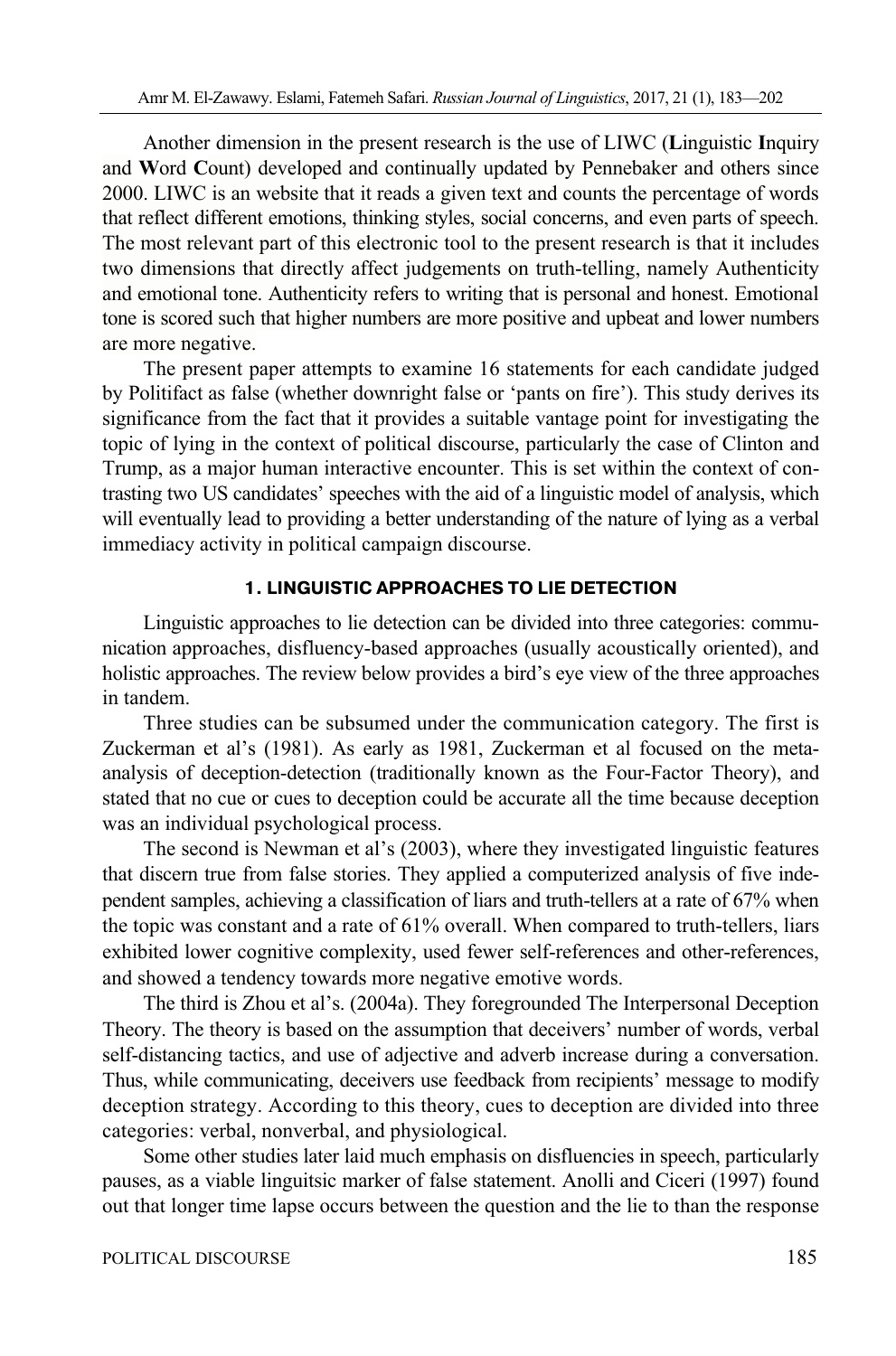Another dimension in the present research is the use of LIWC (**L**inguistic **I**nquiry and **W**ord **C**ount) developed and continually updated by Pennebaker and others since 2000. LIWC is an website that it reads a given text and counts the percentage of words that reflect different emotions, thinking styles, social concerns, and even parts of speech. The most relevant part of this electronic tool to the present research is that it includes two dimensions that directly affect judgements on truth-telling, namely Authenticity and emotional tone. Authenticity refers to writing that is personal and honest. Emotional tone is scored such that higher numbers are more positive and upbeat and lower numbers are more negative.

The present paper attempts to examine 16 statements for each candidate judged by Politifact as false (whether downright false or 'pants on fire'). This study derives its significance from the fact that it provides a suitable vantage point for investigating the topic of lying in the context of political discourse, particularly the case of Clinton and Trump, as a major human interactive encounter. This is set within the context of contrasting two US candidates' speeches with the aid of a linguistic model of analysis, which will eventually lead to providing a better understanding of the nature of lying as a verbal immediacy activity in political campaign discourse.

## 1. LINGUISTIC APPROACHES TO LIE DETECTION

Linguistic approaches to lie detection can be divided into three categories: communication approaches, disfluency-based approaches (usually acoustically oriented), and holistic approaches. The review below provides a bird's eye view of the three approaches in tandem.

Three studies can be subsumed under the communication category. The first is Zuckerman et al's (1981). As early as 1981, Zuckerman et al focused on the meta-analysis of deception-detection (traditionally known as the Four-Factor Theory), and stated that no cue or cues to deception could be accurate all the time because deception was an individual psychological process.

The second is Newman et al's (2003), where they investigated linguistic features that discern true from false stories. They applied a computerized analysis of five independent samples, achieving a classification of liars and truth-tellers at a rate of 67% when the topic was constant and a rate of 61% overall. When compared to truth-tellers, liars exhibited lower cognitive complexity, used fewer self-references and other-references, and showed a tendency towards more negative emotive words.

The third is Zhou et al's. (2004a). They foregrounded The Interpersonal Deception Theory. The theory is based on the assumption that deceivers' number of words, verbal self-distancing tactics, and use of adjective and adverb increase during a conversation. Thus, while communicating, deceivers use feedback from recipients' message to modify deception strategy. According to this theory, cues to deception are divided into three categories: verbal, nonverbal, and physiological.

Some other studies later laid much emphasis on disfluencies in speech, particularly pauses, as a viable linguitsic marker of false statement. Anolli and Ciceri (1997) found out that longer time lapse occurs between the question and the lie to than the response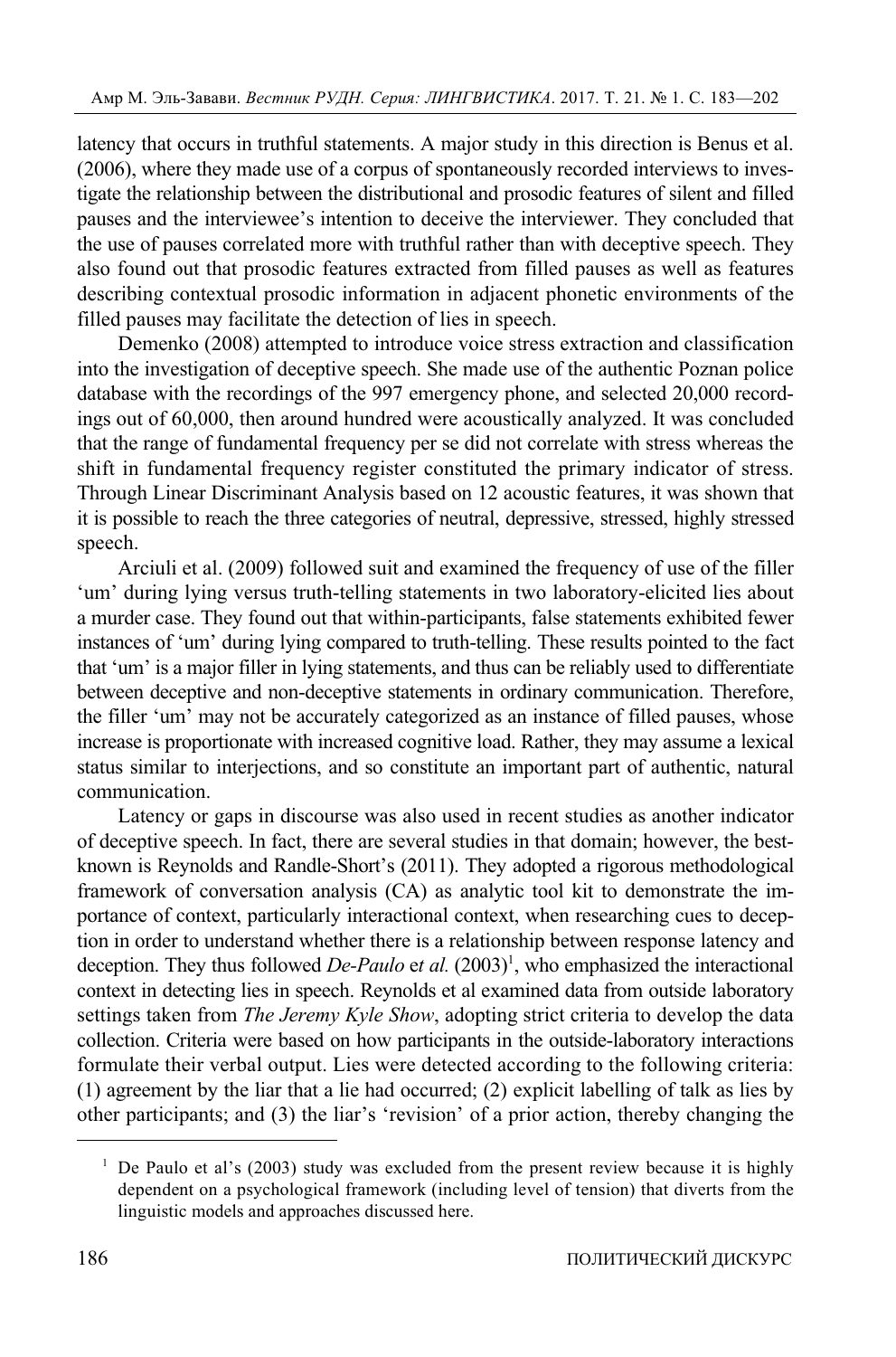latency that occurs in truthful statements. A major study in this direction is Benus et al. (2006), where they made use of a corpus of spontaneously recorded interviews to investigate the relationship between the distributional and prosodic features of silent and filled pauses and the interviewee's intention to deceive the interviewer. They concluded that the use of pauses correlated more with truthful rather than with deceptive speech. They also found out that prosodic features extracted from filled pauses as well as features describing contextual prosodic information in adjacent phonetic environments of the filled pauses may facilitate the detection of lies in speech.

Demenko (2008) attempted to introduce voice stress extraction and classification into the investigation of deceptive speech. She made use of the authentic Poznan police database with the recordings of the 997 emergency phone, and selected 20,000 recordings out of 60,000, then around hundred were acoustically analyzed. It was concluded that the range of fundamental frequency per se did not correlate with stress whereas the shift in fundamental frequency register constituted the primary indicator of stress. Through Linear Discriminant Analysis based on 12 acoustic features, it was shown that it is possible to reach the three categories of neutral, depressive, stressed, highly stressed speech.

Arciuli et al. (2009) followed suit and examined the frequency of use of the filler 'um' during lying versus truth-telling statements in two laboratory-elicited lies about a murder case. They found out that within-participants, false statements exhibited fewer instances of 'um' during lying compared to truth-telling. These results pointed to the fact that 'um' is a major filler in lying statements, and thus can be reliably used to differentiate between deceptive and non-deceptive statements in ordinary communication. Therefore, the filler 'um' may not be accurately categorized as an instance of filled pauses, whose increase is proportionate with increased cognitive load. Rather, they may assume a lexical status similar to interjections, and so constitute an important part of authentic, natural communication.

Latency or gaps in discourse was also used in recent studies as another indicator of deceptive speech. In fact, there are several studies in that domain; however, the best-known is Reynolds and Randle-Short's (2011). They adopted a rigorous methodological framework of conversation analysis (CA) as analytic tool kit to demonstrate the importance of context, particularly interactional context, when researching cues to deception in order to understand whether there is a relationship between response latency and deception. They thus followed *De-Paulo et al.* (2003)[1], who emphasized the interactional context in detecting lies in speech. Reynolds et al examined data from outside laboratory settings taken from *The Jeremy Kyle Show*, adopting strict criteria to develop the data collection. Criteria were based on how participants in the outside-laboratory interactions formulate their verbal output. Lies were detected according to the following criteria: (1) agreement by the liar that a lie had occurred; (2) explicit labelling of talk as lies by other participants; and (3) the liar's 'revision' of a prior action, thereby changing the

---

[1] De Paulo et al's (2003) study was excluded from the present review because it is highly dependent on a psychological framework (including level of tension) that diverts from the linguistic models and approaches discussed here.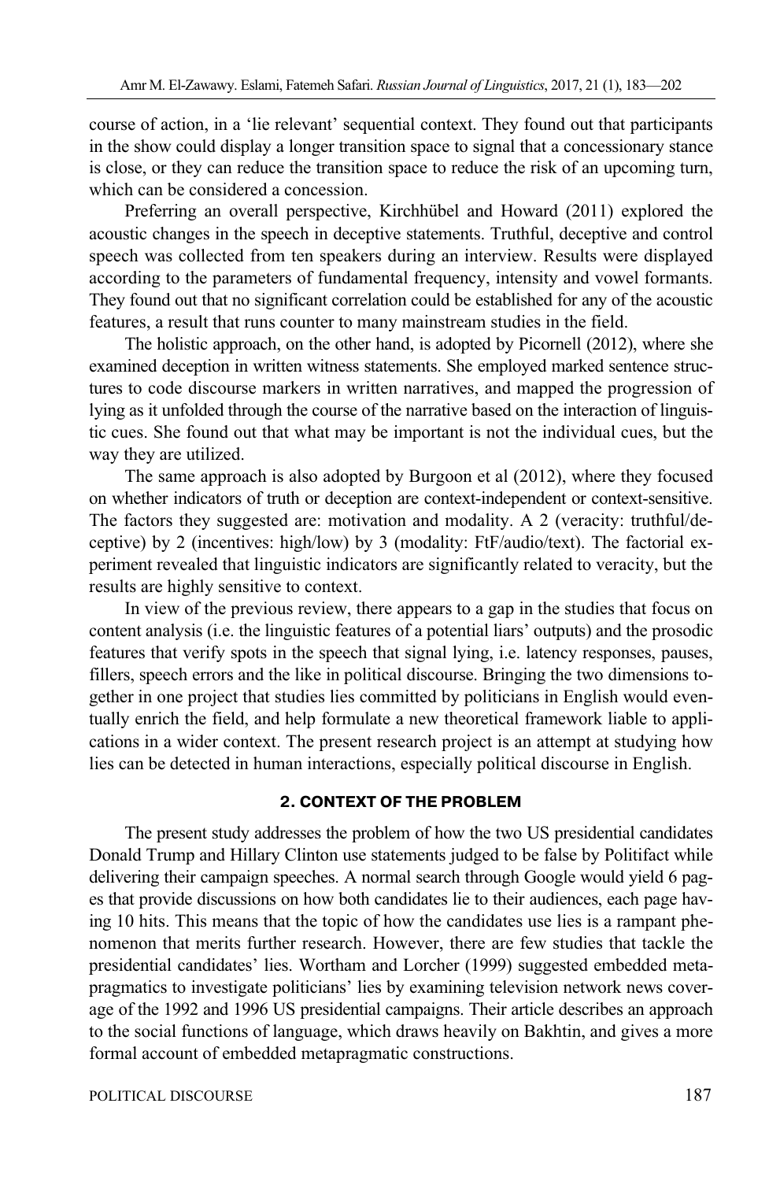course of action, in a 'lie relevant' sequential context. They found out that participants in the show could display a longer transition space to signal that a concessionary stance is close, or they can reduce the transition space to reduce the risk of an upcoming turn, which can be considered a concession.

Preferring an overall perspective, Kirchhübel and Howard (2011) explored the acoustic changes in the speech in deceptive statements. Truthful, deceptive and control speech was collected from ten speakers during an interview. Results were displayed according to the parameters of fundamental frequency, intensity and vowel formants. They found out that no significant correlation could be established for any of the acoustic features, a result that runs counter to many mainstream studies in the field.

The holistic approach, on the other hand, is adopted by Picornell (2012), where she examined deception in written witness statements. She employed marked sentence structures to code discourse markers in written narratives, and mapped the progression of lying as it unfolded through the course of the narrative based on the interaction of linguistic cues. She found out that what may be important is not the individual cues, but the way they are utilized.

The same approach is also adopted by Burgoon et al (2012), where they focused on whether indicators of truth or deception are context-independent or context-sensitive. The factors they suggested are: motivation and modality. A 2 (veracity: truthful/deceptive) by 2 (incentives: high/low) by 3 (modality: FtF/audio/text). The factorial experiment revealed that linguistic indicators are significantly related to veracity, but the results are highly sensitive to context.

In view of the previous review, there appears to a gap in the studies that focus on content analysis (i.e. the linguistic features of a potential liars' outputs) and the prosodic features that verify spots in the speech that signal lying, i.e. latency responses, pauses, fillers, speech errors and the like in political discourse. Bringing the two dimensions together in one project that studies lies committed by politicians in English would eventually enrich the field, and help formulate a new theoretical framework liable to applications in a wider context. The present research project is an attempt at studying how lies can be detected in human interactions, especially political discourse in English.

## 2. CONTEXT OF THE PROBLEM

The present study addresses the problem of how the two US presidential candidates Donald Trump and Hillary Clinton use statements judged to be false by Politifact while delivering their campaign speeches. A normal search through Google would yield 6 pages that provide discussions on how both candidates lie to their audiences, each page having 10 hits. This means that the topic of how the candidates use lies is a rampant phenomenon that merits further research. However, there are few studies that tackle the presidential candidates' lies. Wortham and Lorcher (1999) suggested embedded metapragmatics to investigate politicians' lies by examining television network news coverage of the 1992 and 1996 US presidential campaigns. Their article describes an approach to the social functions of language, which draws heavily on Bakhtin, and gives a more formal account of embedded metapragmatic constructions.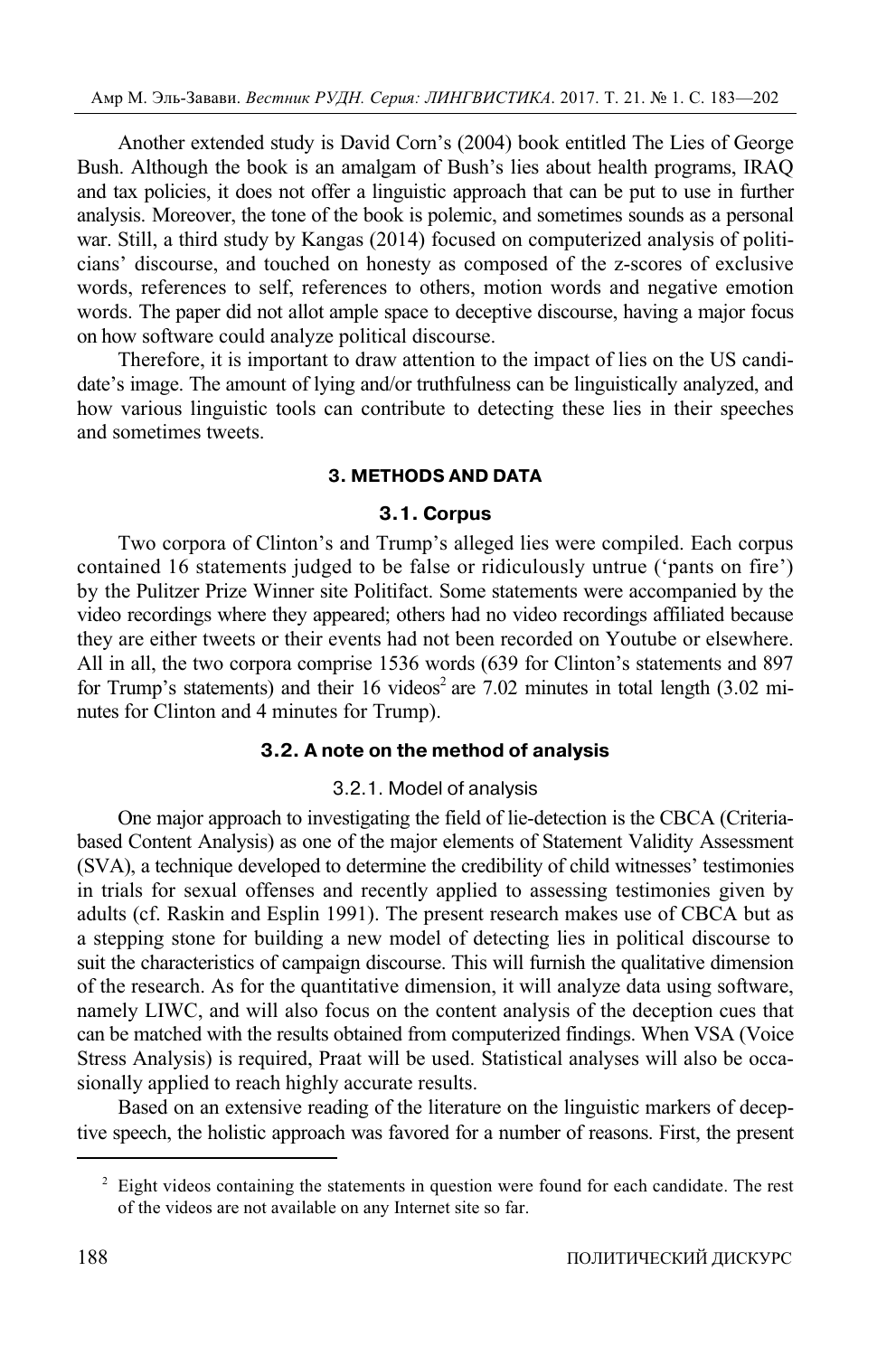Another extended study is David Corn's (2004) book entitled The Lies of George Bush. Although the book is an amalgam of Bush's lies about health programs, IRAQ and tax policies, it does not offer a linguistic approach that can be put to use in further analysis. Moreover, the tone of the book is polemic, and sometimes sounds as a personal war. Still, a third study by Kangas (2014) focused on computerized analysis of politicians' discourse, and touched on honesty as composed of the z-scores of exclusive words, references to self, references to others, motion words and negative emotion words. The paper did not allot ample space to deceptive discourse, having a major focus on how software could analyze political discourse.

Therefore, it is important to draw attention to the impact of lies on the US candidate's image. The amount of lying and/or truthfulness can be linguistically analyzed, and how various linguistic tools can contribute to detecting these lies in their speeches and sometimes tweets.

## 3. METHODS AND DATA

### 3.1. Corpus

Two corpora of Clinton's and Trump's alleged lies were compiled. Each corpus contained 16 statements judged to be false or ridiculously untrue ('pants on fire') by the Pulitzer Prize Winner site Politifact. Some statements were accompanied by the video recordings where they appeared; others had no video recordings affiliated because they are either tweets or their events had not been recorded on Youtube or elsewhere. All in all, the two corpora comprise 1536 words (639 for Clinton's statements and 897 for Trump's statements) and their 16 videos[2] are 7.02 minutes in total length (3.02 minutes for Clinton and 4 minutes for Trump).

### 3.2. A note on the method of analysis

#### 3.2.1. Model of analysis

One major approach to investigating the field of lie-detection is the CBCA (Criteria-based Content Analysis) as one of the major elements of Statement Validity Assessment (SVA), a technique developed to determine the credibility of child witnesses' testimonies in trials for sexual offenses and recently applied to assessing testimonies given by adults (cf. Raskin and Esplin 1991). The present research makes use of CBCA but as a stepping stone for building a new model of detecting lies in political discourse to suit the characteristics of campaign discourse. This will furnish the qualitative dimension of the research. As for the quantitative dimension, it will analyze data using software, namely LIWC, and will also focus on the content analysis of the deception cues that can be matched with the results obtained from computerized findings. When VSA (Voice Stress Analysis) is required, Praat will be used. Statistical analyses will also be occasionally applied to reach highly accurate results.

Based on an extensive reading of the literature on the linguistic markers of deceptive speech, the holistic approach was favored for a number of reasons. First, the present

[2] Eight videos containing the statements in question were found for each candidate. The rest of the videos are not available on any Internet site so far.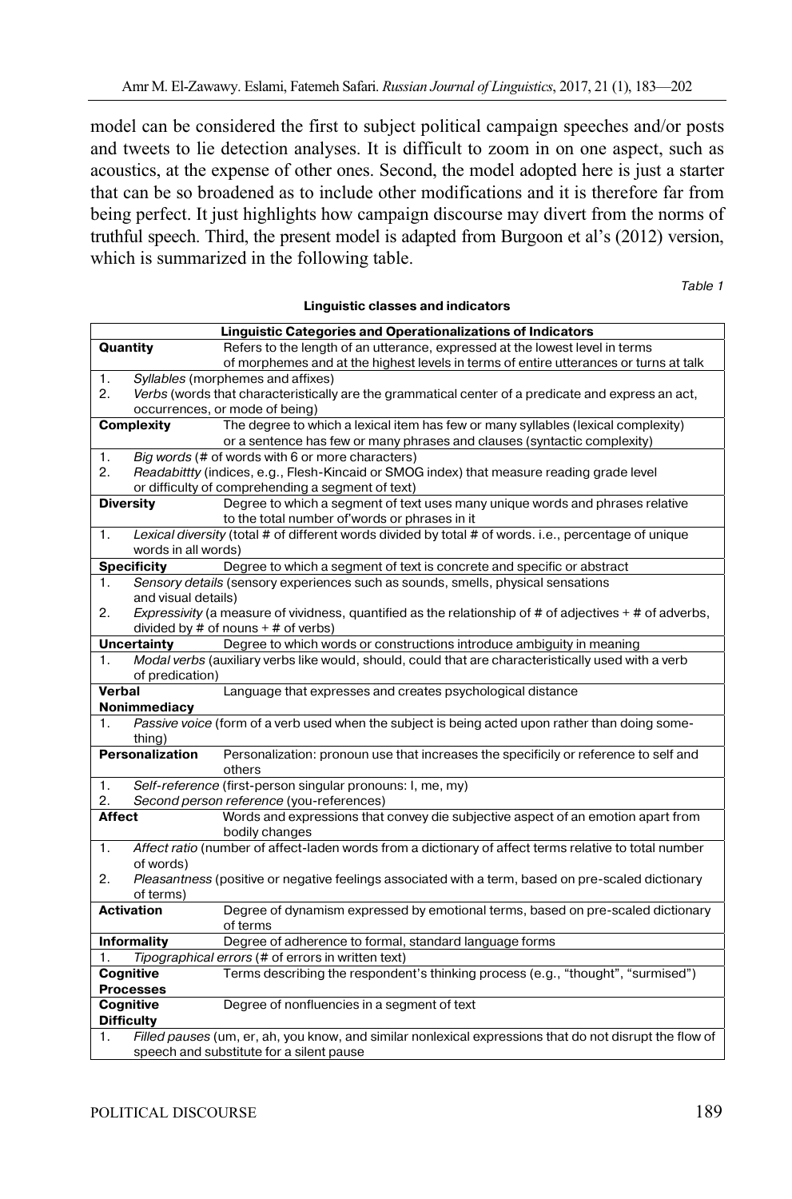model can be considered the first to subject political campaign speeches and/or posts and tweets to lie detection analyses. It is difficult to zoom in on one aspect, such as acoustics, at the expense of other ones. Second, the model adopted here is just a starter that can be so broadened as to include other modifications and it is therefore far from being perfect. It just highlights how campaign discourse may divert from the norms of truthful speech. Third, the present model is adapted from Burgoon et al's (2012) version, which is summarized in the following table.

*Table 1*

**Linguistic classes and indicators**

| **Linguistic Categories and Operationalizations of Indicators** | |
|---|---|
| **Quantity** | Refers to the length of an utterance, expressed at the lowest level in terms of morphemes and at the highest levels in terms of entire utterances or turns at talk |
| 1. *Syllables* (morphemes and affixes)<br>2. *Verbs* (words that characteristically are the grammatical center of a predicate and express an act, occurrences, or mode of being) | |
| **Complexity** | The degree to which a lexical item has few or many syllables (lexical complexity) or a sentence has few or many phrases and clauses (syntactic complexity) |
| 1. *Big words* (# of words with 6 or more characters)<br>2. *Readabittty* (indices, e.g., Flesh-Kincaid or SMOG index) that measure reading grade level or difficulty of comprehending a segment of text) | |
| **Diversity** | Degree to which a segment of text uses many unique words and phrases relative to the total number of'words or phrases in it |
| 1. *Lexical diversity* (total # of different words divided by total # of words. i.e., percentage of unique words in all words) | |
| **Specificity** | Degree to which a segment of text is concrete and specific or abstract |
| 1. *Sensory details* (sensory experiences such as sounds, smells, physical sensations and visual details)<br>2. *Expressivity* (a measure of vividness, quantified as the relationship of # of adjectives + # of adverbs, divided by # of nouns + # of verbs) | |
| **Uncertainty** | Degree to which words or constructions introduce ambiguity in meaning |
| 1. *Modal verbs* (auxiliary verbs like would, should, could that are characteristically used with a verb of predication) | |
| **Verbal Nonimmediacy** | Language that expresses and creates psychological distance |
| 1. *Passive voice* (form of a verb used when the subject is being acted upon rather than doing some-thing) | |
| **Personalization** | Personalization: pronoun use that increases the specificily or reference to self and others |
| 1. *Self-reference* (first-person singular pronouns: I, me, my)<br>2. *Second person reference* (you-references) | |
| **Affect** | Words and expressions that convey die subjective aspect of an emotion apart from bodily changes |
| 1. *Affect ratio* (number of affect-laden words from a dictionary of affect terms relative to total number of words)<br>2. *Pleasantness* (positive or negative feelings associated with a term, based on pre-scaled dictionary of terms) | |
| **Activation** | Degree of dynamism expressed by emotional terms, based on pre-scaled dictionary of terms |
| **Informality** | Degree of adherence to formal, standard language forms |
| 1. *Tipographical errors* (# of errors in written text) | |
| **Cognitive Processes** | Terms describing the respondent's thinking process (e.g., "thought", "surmised") |
| **Cognitive Difficulty** | Degree of nonfluencies in a segment of text |
| 1. *Filled pauses* (um, er, ah, you know, and similar nonlexical expressions that do not disrupt the flow of speech and substitute for a silent pause | |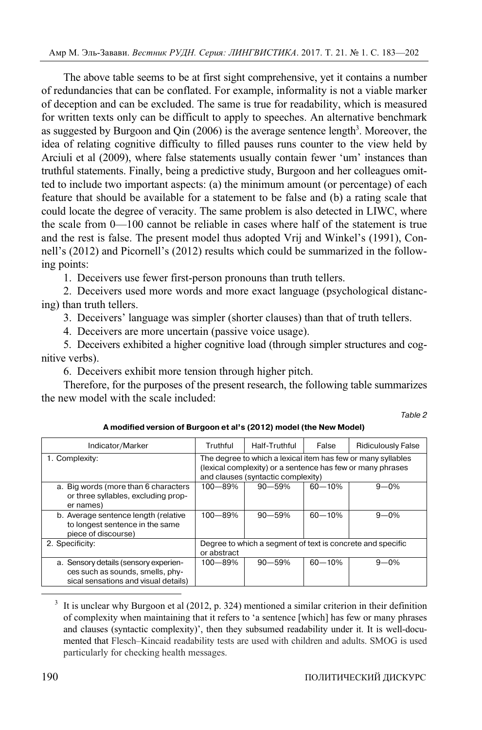The above table seems to be at first sight comprehensive, yet it contains a number of redundancies that can be conflated. For example, informality is not a viable marker of deception and can be excluded. The same is true for readability, which is measured for written texts only can be difficult to apply to speeches. An alternative benchmark as suggested by Burgoon and Qin (2006) is the average sentence length[3]. Moreover, the idea of relating cognitive difficulty to filled pauses runs counter to the view held by Arciuli et al (2009), where false statements usually contain fewer 'um' instances than truthful statements. Finally, being a predictive study, Burgoon and her colleagues omitted to include two important aspects: (a) the minimum amount (or percentage) of each feature that should be available for a statement to be false and (b) a rating scale that could locate the degree of veracity. The same problem is also detected in LIWC, where the scale from 0—100 cannot be reliable in cases where half of the statement is true and the rest is false. The present model thus adopted Vrij and Winkel's (1991), Connell's (2012) and Picornell's (2012) results which could be summarized in the following points:

1. Deceivers use fewer first-person pronouns than truth tellers.
2. Deceivers used more words and more exact language (psychological distancing) than truth tellers.
3. Deceivers' language was simpler (shorter clauses) than that of truth tellers.
4. Deceivers are more uncertain (passive voice usage).
5. Deceivers exhibited a higher cognitive load (through simpler structures and cognitive verbs).
6. Deceivers exhibit more tension through higher pitch.

Therefore, for the purposes of the present research, the following table summarizes the new model with the scale included:

*Table 2*

**A modified version of Burgoon et al's (2012) model (the New Model)**

| Indicator/Marker | Truthful | Half-Truthful | False | Ridiculously False |
|---|---|---|---|---|
| 1. Complexity: | The degree to which a lexical item has few or many syllables (lexical complexity) or a sentence has few or many phrases and clauses (syntactic complexity) | | | |
| a. Big words (more than 6 characters or three syllables, excluding proper names) | 100—89% | 90—59% | 60—10% | 9—0% |
| b. Average sentence length (relative to longest sentence in the same piece of discourse) | 100—89% | 90—59% | 60—10% | 9—0% |
| 2. Specificity: | Degree to which a segment of text is concrete and specific or abstract | | | |
| a. Sensory details (sensory experiences such as sounds, smells, physical sensations and visual details) | 100—89% | 90—59% | 60—10% | 9—0% |

[3] It is unclear why Burgoon et al (2012, p. 324) mentioned a similar criterion in their definition of complexity when maintaining that it refers to 'a sentence [which] has few or many phrases and clauses (syntactic complexity)', then they subsumed readability under it. It is well-documented that Flesch–Kincaid readability tests are used with children and adults. SMOG is used particularly for checking health messages.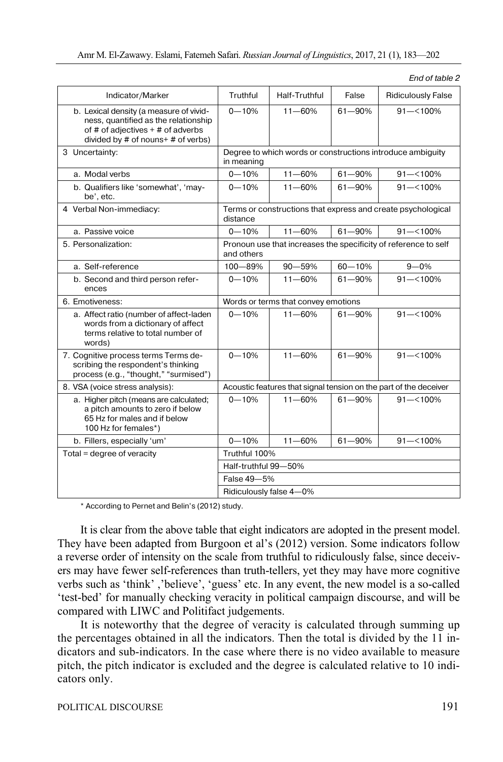*End of table 2*

| Indicator/Marker | Truthful | Half-Truthful | False | Ridiculously False |
|---|---|---|---|---|
| b. Lexical density (a measure of vividness, quantified as the relationship of # of adjectives + # of adverbs divided by # of nouns+ # of verbs) | 0—10% | 11—60% | 61—90% | 91—<100% |
| 3 Uncertainty: | Degree to which words or constructions introduce ambiguity in meaning | | | |
| a. Modal verbs | 0—10% | 11—60% | 61—90% | 91—<100% |
| b. Qualifiers like 'somewhat', 'maybe', etc. | 0—10% | 11—60% | 61—90% | 91—<100% |
| 4 Verbal Non-immediacy: | Terms or constructions that express and create psychological distance | | | |
| a. Passive voice | 0—10% | 11—60% | 61—90% | 91—<100% |
| 5. Personalization: | Pronoun use that increases the specificity of reference to self and others | | | |
| a. Self-reference | 100—89% | 90—59% | 60—10% | 9—0% |
| b. Second and third person references | 0—10% | 11—60% | 61—90% | 91—<100% |
| 6. Emotiveness: | Words or terms that convey emotions | | | |
| a. Affect ratio (number of affect-laden words from a dictionary of affect terms relative to total number of words) | 0—10% | 11—60% | 61—90% | 91—<100% |
| 7. Cognitive process terms Terms describing the respondent's thinking process (e.g., "thought," "surmised") | 0—10% | 11—60% | 61—90% | 91—<100% |
| 8. VSA (voice stress analysis): | Acoustic features that signal tension on the part of the deceiver | | | |
| a. Higher pitch (means are calculated; a pitch amounts to zero if below 65 Hz for males and if below 100 Hz for females*) | 0—10% | 11—60% | 61—90% | 91—<100% |
| b. Fillers, especially 'um' | 0—10% | 11—60% | 61—90% | 91—<100% |
| Total = degree of veracity | Truthful 100% | | | |
| | Half-truthful 99—50% | | | |
| | False 49—5% | | | |
| | Ridiculously false 4—0% | | | |

\* According to Pernet and Belin's (2012) study.

It is clear from the above table that eight indicators are adopted in the present model. They have been adapted from Burgoon et al's (2012) version. Some indicators follow a reverse order of intensity on the scale from truthful to ridiculously false, since deceivers may have fewer self-references than truth-tellers, yet they may have more cognitive verbs such as 'think' ,'believe', 'guess' etc. In any event, the new model is a so-called 'test-bed' for manually checking veracity in political campaign discourse, and will be compared with LIWC and Politifact judgements.

It is noteworthy that the degree of veracity is calculated through summing up the percentages obtained in all the indicators. Then the total is divided by the 11 indicators and sub-indicators. In the case where there is no video available to measure pitch, the pitch indicator is excluded and the degree is calculated relative to 10 indicators only.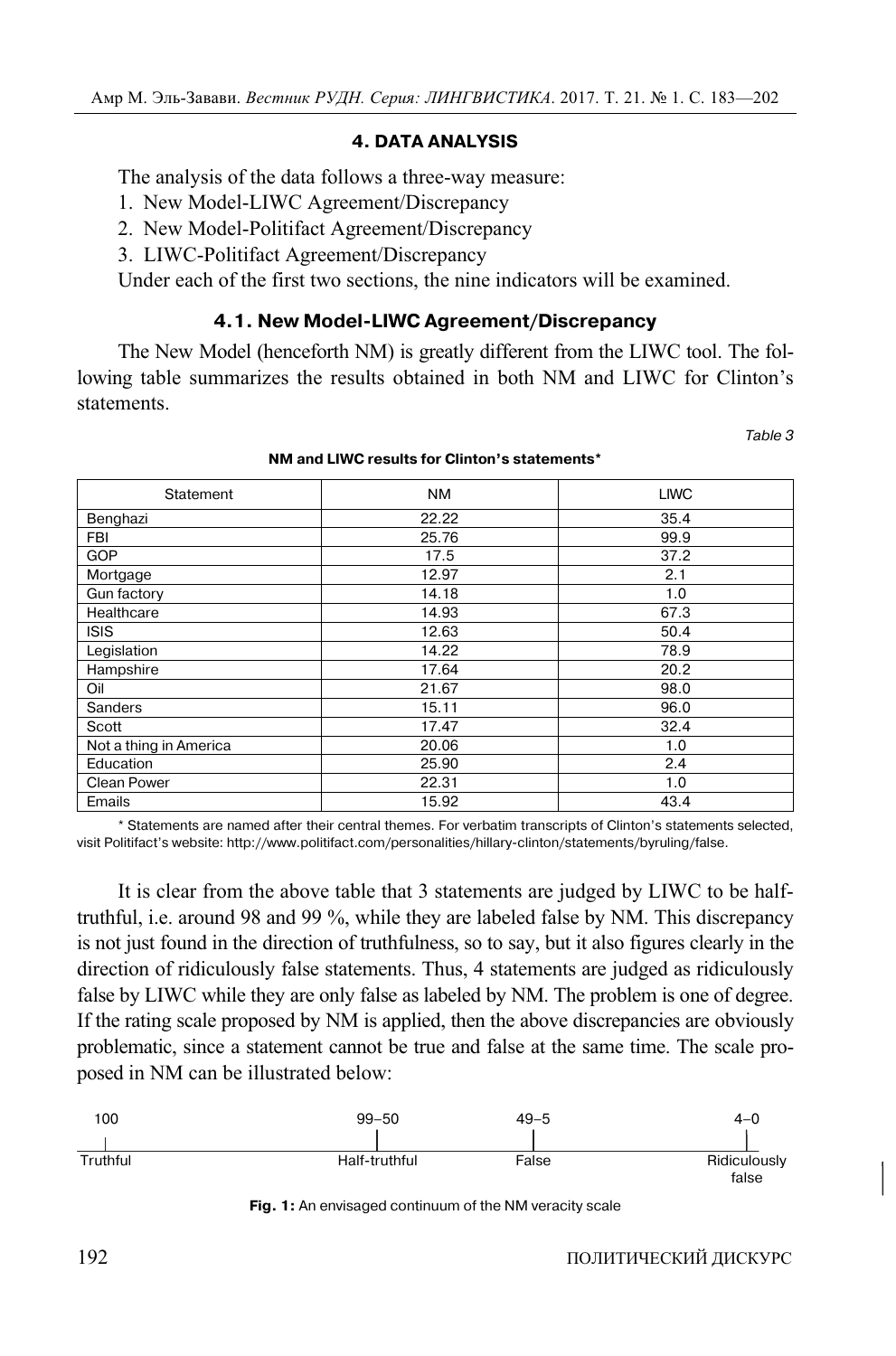## 4. DATA ANALYSIS

The analysis of the data follows a three-way measure:

1. New Model-LIWC Agreement/Discrepancy
2. New Model-Politifact Agreement/Discrepancy
3. LIWC-Politifact Agreement/Discrepancy

Under each of the first two sections, the nine indicators will be examined.

### 4.1. New Model-LIWC Agreement/Discrepancy

The New Model (henceforth NM) is greatly different from the LIWC tool. The following table summarizes the results obtained in both NM and LIWC for Clinton's statements.

*Table 3*

**NM and LIWC results for Clinton's statements***

| Statement | NM | LIWC |
|---|---|---|
| Benghazi | 22.22 | 35.4 |
| FBI | 25.76 | 99.9 |
| GOP | 17.5 | 37.2 |
| Mortgage | 12.97 | 2.1 |
| Gun factory | 14.18 | 1.0 |
| Healthcare | 14.93 | 67.3 |
| ISIS | 12.63 | 50.4 |
| Legislation | 14.22 | 78.9 |
| Hampshire | 17.64 | 20.2 |
| Oil | 21.67 | 98.0 |
| Sanders | 15.11 | 96.0 |
| Scott | 17.47 | 32.4 |
| Not a thing in America | 20.06 | 1.0 |
| Education | 25.90 | 2.4 |
| Clean Power | 22.31 | 1.0 |
| Emails | 15.92 | 43.4 |

* Statements are named after their central themes. For verbatim transcripts of Clinton's statements selected, visit Politifact's website: http://www.politifact.com/personalities/hillary-clinton/statements/byruling/false.

It is clear from the above table that 3 statements are judged by LIWC to be half-truthful, i.e. around 98 and 99 %, while they are labeled false by NM. This discrepancy is not just found in the direction of truthfulness, so to say, but it also figures clearly in the direction of ridiculously false statements. Thus, 4 statements are judged as ridiculously false by LIWC while they are only false as labeled by NM. The problem is one of degree. If the rating scale proposed by NM is applied, then the above discrepancies are obviously problematic, since a statement cannot be true and false at the same time. The scale proposed in NM can be illustrated below:

| 100 | 99–50 | 49–5 | 4–0 |
|---|---|---|---|
| Truthful | Half-truthful | False | Ridiculously false |

**Fig. 1:** An envisaged continuum of the NM veracity scale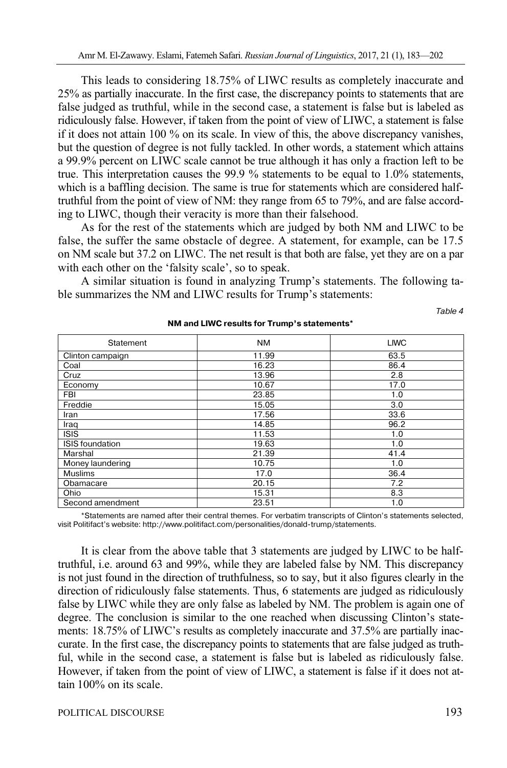This leads to considering 18.75% of LIWC results as completely inaccurate and 25% as partially inaccurate. In the first case, the discrepancy points to statements that are false judged as truthful, while in the second case, a statement is false but is labeled as ridiculously false. However, if taken from the point of view of LIWC, a statement is false if it does not attain 100 % on its scale. In view of this, the above discrepancy vanishes, but the question of degree is not fully tackled. In other words, a statement which attains a 99.9% percent on LIWC scale cannot be true although it has only a fraction left to be true. This interpretation causes the 99.9 % statements to be equal to 1.0% statements, which is a baffling decision. The same is true for statements which are considered half-truthful from the point of view of NM: they range from 65 to 79%, and are false according to LIWC, though their veracity is more than their falsehood.

As for the rest of the statements which are judged by both NM and LIWC to be false, the suffer the same obstacle of degree. A statement, for example, can be 17.5 on NM scale but 37.2 on LIWC. The net result is that both are false, yet they are on a par with each other on the 'falsity scale', so to speak.

A similar situation is found in analyzing Trump's statements. The following table summarizes the NM and LIWC results for Trump's statements:

*Table 4*

**NM and LIWC results for Trump's statements***

| Statement | NM | LIWC |
|---|---|---|
| Clinton campaign | 11.99 | 63.5 |
| Coal | 16.23 | 86.4 |
| Cruz | 13.96 | 2.8 |
| Economy | 10.67 | 17.0 |
| FBI | 23.85 | 1.0 |
| Freddie | 15.05 | 3.0 |
| Iran | 17.56 | 33.6 |
| Iraq | 14.85 | 96.2 |
| ISIS | 11.53 | 1.0 |
| ISIS foundation | 19.63 | 1.0 |
| Marshal | 21.39 | 41.4 |
| Money laundering | 10.75 | 1.0 |
| Muslims | 17.0 | 36.4 |
| Obamacare | 20.15 | 7.2 |
| Ohio | 15.31 | 8.3 |
| Second amendment | 23.51 | 1.0 |

*Statements are named after their central themes. For verbatim transcripts of Clinton's statements selected, visit Politifact's website: http://www.politifact.com/personalities/donald-trump/statements.

It is clear from the above table that 3 statements are judged by LIWC to be half-truthful, i.e. around 63 and 99%, while they are labeled false by NM. This discrepancy is not just found in the direction of truthfulness, so to say, but it also figures clearly in the direction of ridiculously false statements. Thus, 6 statements are judged as ridiculously false by LIWC while they are only false as labeled by NM. The problem is again one of degree. The conclusion is similar to the one reached when discussing Clinton's statements: 18.75% of LIWC's results as completely inaccurate and 37.5% are partially inaccurate. In the first case, the discrepancy points to statements that are false judged as truthful, while in the second case, a statement is false but is labeled as ridiculously false. However, if taken from the point of view of LIWC, a statement is false if it does not attain 100% on its scale.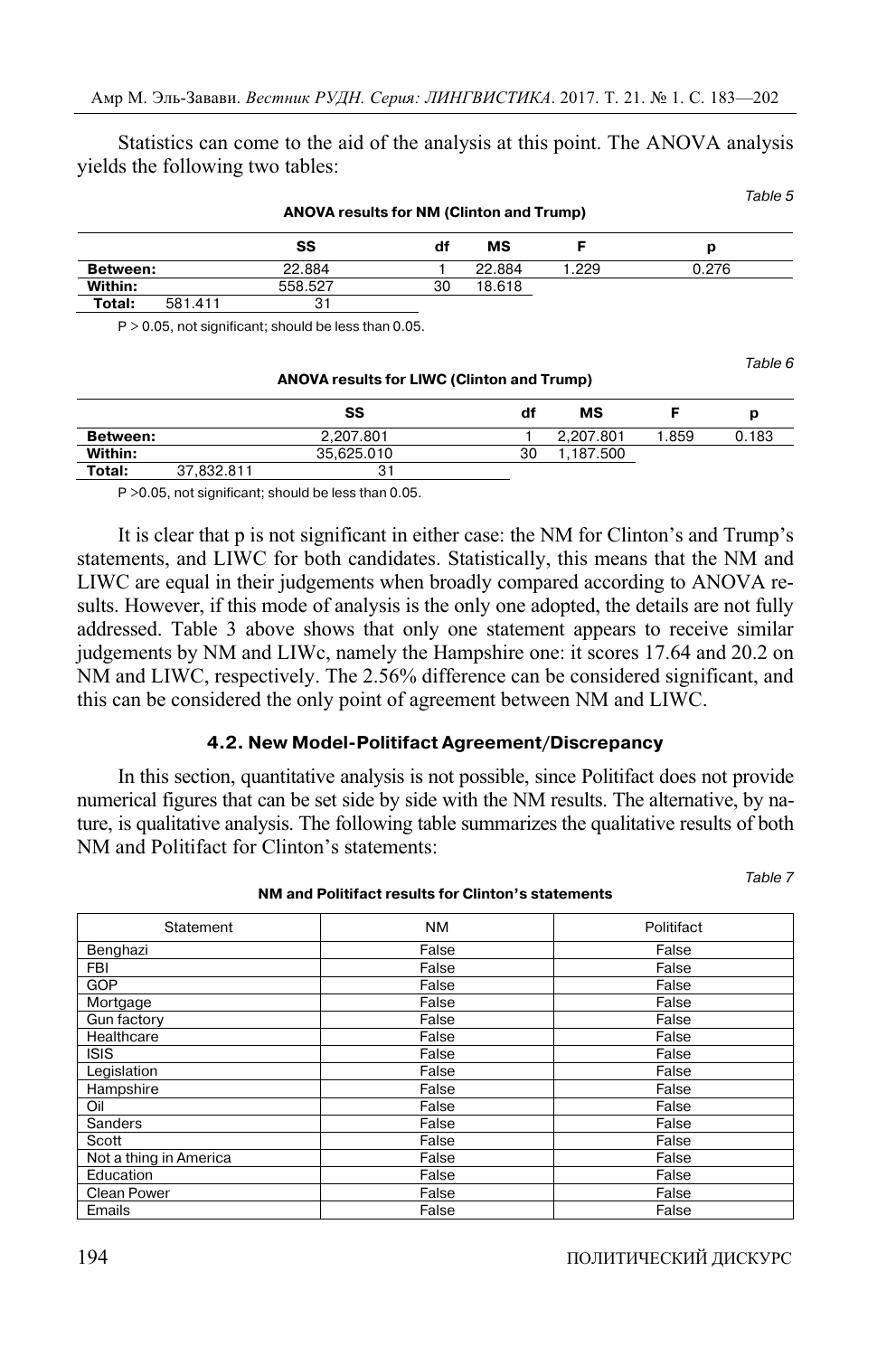Statistics can come to the aid of the analysis at this point. The ANOVA analysis yields the following two tables:

*Table 5*

**ANOVA results for NM (Clinton and Trump)**

| | | SS | df | MS | F | p |
|---|---|---|---|---|---|---|
| **Between:** | | 22.884 | 1 | 22.884 | 1.229 | 0.276 |
| **Within:** | | 558.527 | 30 | 18.618 | | |
| **Total:** | 581.411 | 31 | | | | |

P > 0.05, not significant; should be less than 0.05.

*Table 6*

**ANOVA results for LIWC (Clinton and Trump)**

| | | SS | df | MS | F | p |
|---|---|---|---|---|---|---|
| **Between:** | | 2,207.801 | 1 | 2,207.801 | 1.859 | 0.183 |
| **Within:** | | 35,625.010 | 30 | 1,187.500 | | |
| **Total:** | 37,832.811 | 31 | | | | |

P >0.05, not significant; should be less than 0.05.

It is clear that p is not significant in either case: the NM for Clinton's and Trump's statements, and LIWC for both candidates. Statistically, this means that the NM and LIWC are equal in their judgements when broadly compared according to ANOVA results. However, if this mode of analysis is the only one adopted, the details are not fully addressed. Table 3 above shows that only one statement appears to receive similar judgements by NM and LIWc, namely the Hampshire one: it scores 17.64 and 20.2 on NM and LIWC, respectively. The 2.56% difference can be considered significant, and this can be considered the only point of agreement between NM and LIWC.

### 4.2. New Model-Politifact Agreement/Discrepancy

In this section, quantitative analysis is not possible, since Politifact does not provide numerical figures that can be set side by side with the NM results. The alternative, by nature, is qualitative analysis. The following table summarizes the qualitative results of both NM and Politifact for Clinton's statements:

*Table 7*

**NM and Politifact results for Clinton's statements**

| Statement | NM | Politifact |
|---|---|---|
| Benghazi | False | False |
| FBI | False | False |
| GOP | False | False |
| Mortgage | False | False |
| Gun factory | False | False |
| Healthcare | False | False |
| ISIS | False | False |
| Legislation | False | False |
| Hampshire | False | False |
| Oil | False | False |
| Sanders | False | False |
| Scott | False | False |
| Not a thing in America | False | False |
| Education | False | False |
| Clean Power | False | False |
| Emails | False | False |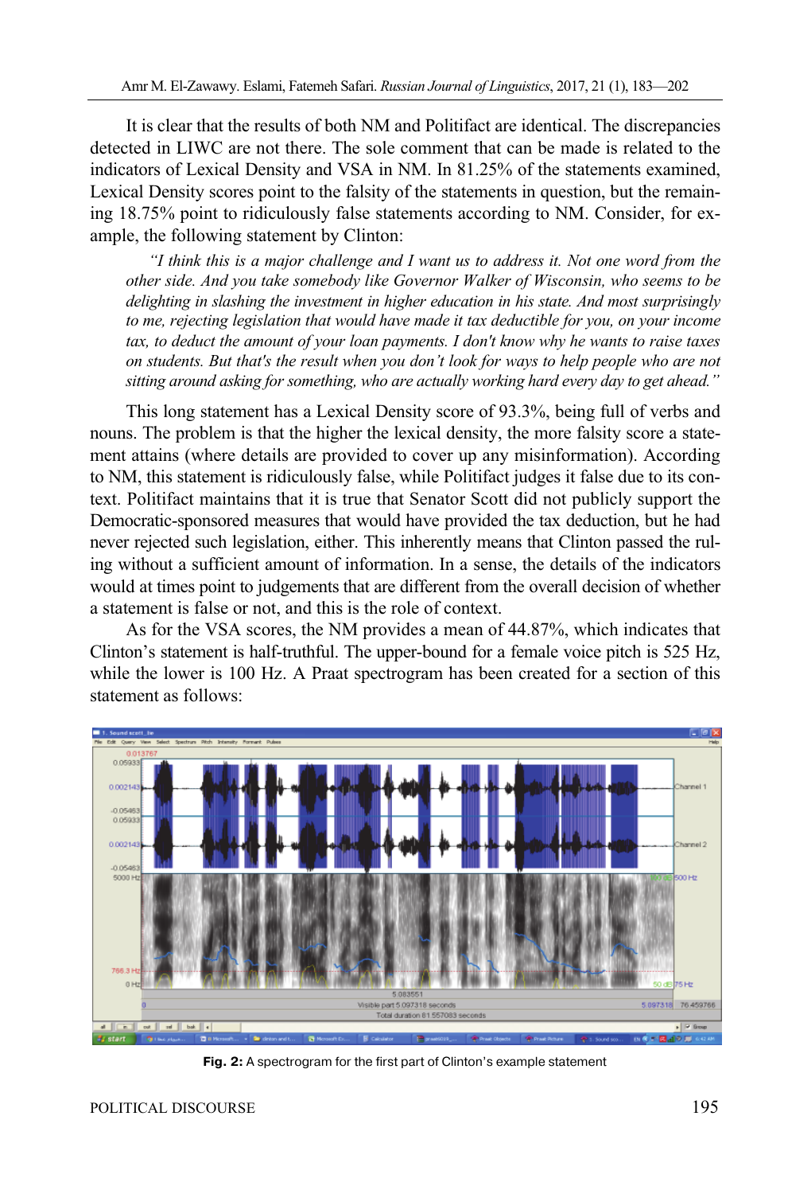It is clear that the results of both NM and Politifact are identical. The discrepancies detected in LIWC are not there. The sole comment that can be made is related to the indicators of Lexical Density and VSA in NM. In 81.25% of the statements examined, Lexical Density scores point to the falsity of the statements in question, but the remaining 18.75% point to ridiculously false statements according to NM. Consider, for example, the following statement by Clinton:

> *"I think this is a major challenge and I want us to address it. Not one word from the other side. And you take somebody like Governor Walker of Wisconsin, who seems to be delighting in slashing the investment in higher education in his state. And most surprisingly to me, rejecting legislation that would have made it tax deductible for you, on your income tax, to deduct the amount of your loan payments. I don't know why he wants to raise taxes on students. But that's the result when you don't look for ways to help people who are not sitting around asking for something, who are actually working hard every day to get ahead."*

This long statement has a Lexical Density score of 93.3%, being full of verbs and nouns. The problem is that the higher the lexical density, the more falsity score a statement attains (where details are provided to cover up any misinformation). According to NM, this statement is ridiculously false, while Politifact judges it false due to its context. Politifact maintains that it is true that Senator Scott did not publicly support the Democratic-sponsored measures that would have provided the tax deduction, but he had never rejected such legislation, either. This inherently means that Clinton passed the ruling without a sufficient amount of information. In a sense, the details of the indicators would at times point to judgements that are different from the overall decision of whether a statement is false or not, and this is the role of context.

As for the VSA scores, the NM provides a mean of 44.87%, which indicates that Clinton's statement is half-truthful. The upper-bound for a female voice pitch is 525 Hz, while the lower is 100 Hz. A Praat spectrogram has been created for a section of this statement as follows:

**Fig. 2:** A spectrogram for the first part of Clinton's example statement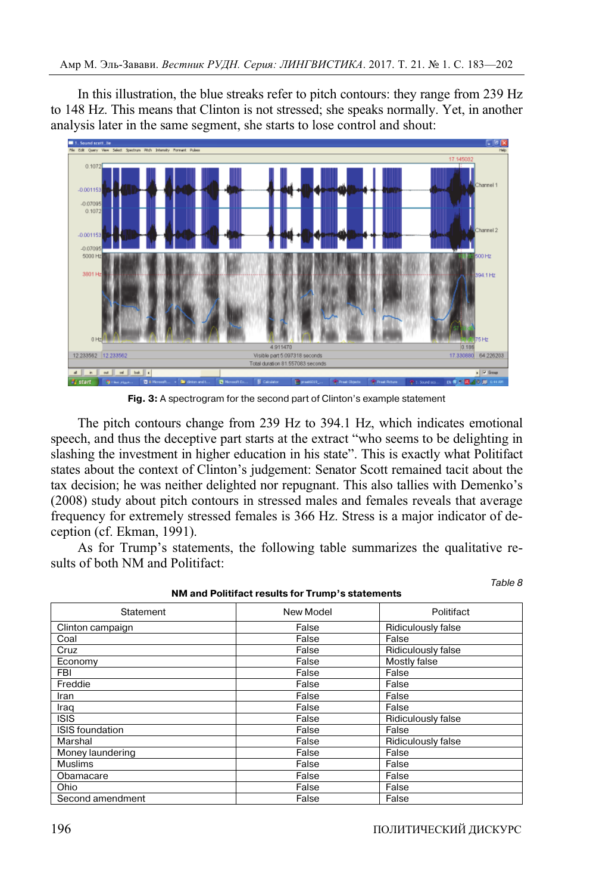In this illustration, the blue streaks refer to pitch contours: they range from 239 Hz to 148 Hz. This means that Clinton is not stressed; she speaks normally. Yet, in another analysis later in the same segment, she starts to lose control and shout:

**Fig. 3:** A spectrogram for the second part of Clinton's example statement

The pitch contours change from 239 Hz to 394.1 Hz, which indicates emotional speech, and thus the deceptive part starts at the extract "who seems to be delighting in slashing the investment in higher education in his state". This is exactly what Politifact states about the context of Clinton's judgement: Senator Scott remained tacit about the tax decision; he was neither delighted nor repugnant. This also tallies with Demenko's (2008) study about pitch contours in stressed males and females reveals that average frequency for extremely stressed females is 366 Hz. Stress is a major indicator of deception (cf. Ekman, 1991).

As for Trump's statements, the following table summarizes the qualitative results of both NM and Politifact:

*Table 8*

**NM and Politifact results for Trump's statements**

| Statement | New Model | Politifact |
|---|---|---|
| Clinton campaign | False | Ridiculously false |
| Coal | False | False |
| Cruz | False | Ridiculously false |
| Economy | False | Mostly false |
| FBI | False | False |
| Freddie | False | False |
| Iran | False | False |
| Iraq | False | False |
| ISIS | False | Ridiculously false |
| ISIS foundation | False | False |
| Marshal | False | Ridiculously false |
| Money laundering | False | False |
| Muslims | False | False |
| Obamacare | False | False |
| Ohio | False | False |
| Second amendment | False | False |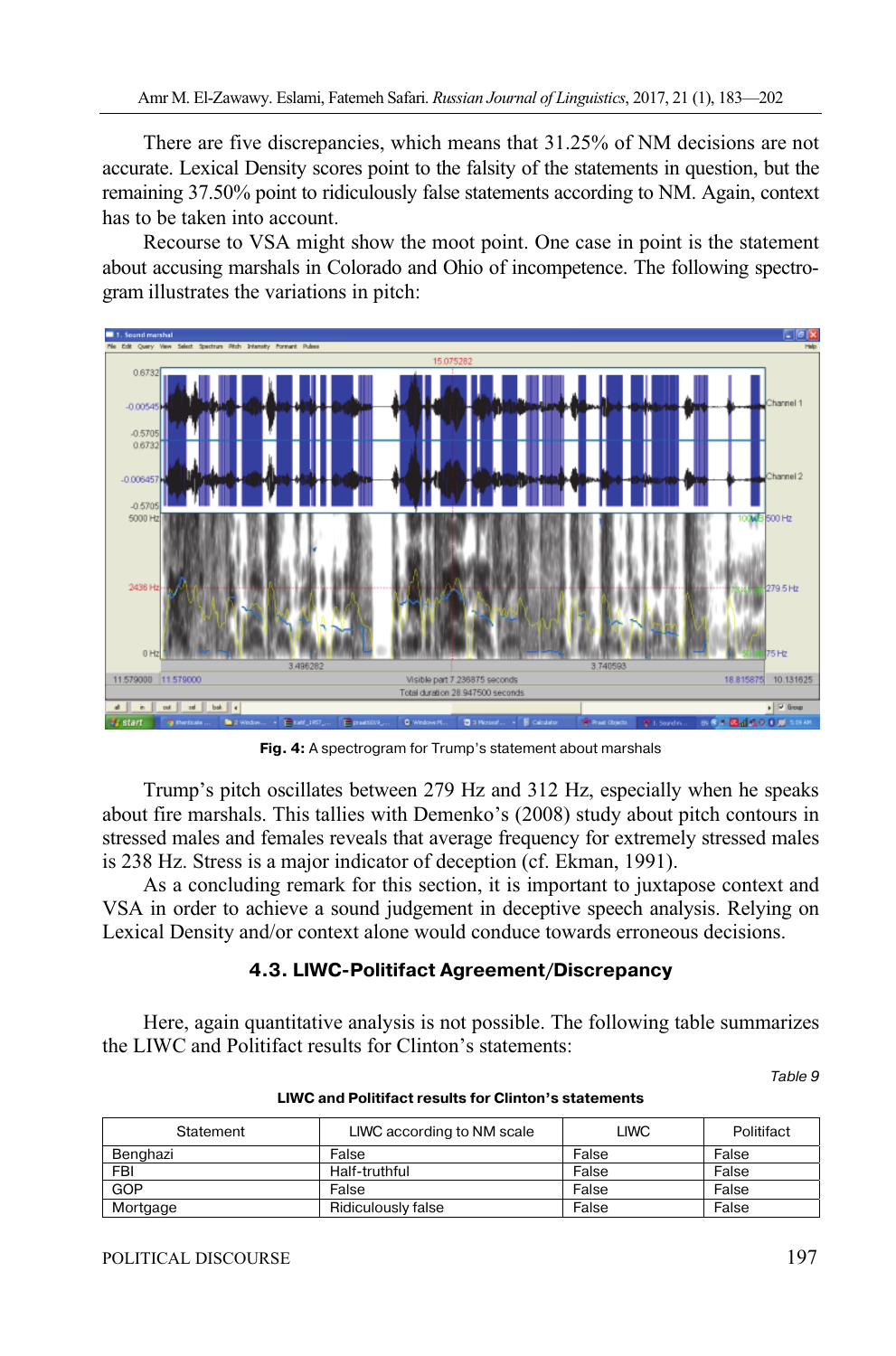There are five discrepancies, which means that 31.25% of NM decisions are not accurate. Lexical Density scores point to the falsity of the statements in question, but the remaining 37.50% point to ridiculously false statements according to NM. Again, context has to be taken into account.

Recourse to VSA might show the moot point. One case in point is the statement about accusing marshals in Colorado and Ohio of incompetence. The following spectrogram illustrates the variations in pitch:

**Fig. 4:** A spectrogram for Trump's statement about marshals

Trump's pitch oscillates between 279 Hz and 312 Hz, especially when he speaks about fire marshals. This tallies with Demenko's (2008) study about pitch contours in stressed males and females reveals that average frequency for extremely stressed males is 238 Hz. Stress is a major indicator of deception (cf. Ekman, 1991).

As a concluding remark for this section, it is important to juxtapose context and VSA in order to achieve a sound judgement in deceptive speech analysis. Relying on Lexical Density and/or context alone would conduce towards erroneous decisions.

### 4.3. LIWC-Politifact Agreement/Discrepancy

Here, again quantitative analysis is not possible. The following table summarizes the LIWC and Politifact results for Clinton's statements:

*Table 9*

**LIWC and Politifact results for Clinton's statements**

| Statement | LIWC according to NM scale | LIWC | Politifact |
|---|---|---|---|
| Benghazi | False | False | False |
| FBI | Half-truthful | False | False |
| GOP | False | False | False |
| Mortgage | Ridiculously false | False | False |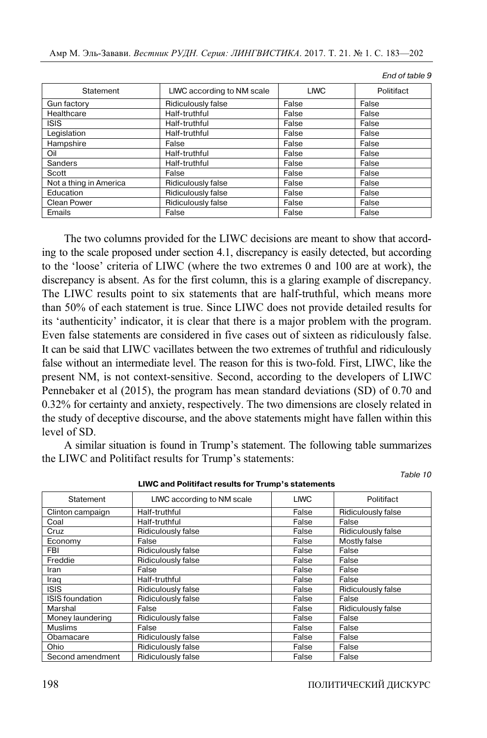*End of table 9*

| Statement | LIWC according to NM scale | LIWC | Politifact |
|---|---|---|---|
| Gun factory | Ridiculously false | False | False |
| Healthcare | Half-truthful | False | False |
| ISIS | Half-truthful | False | False |
| Legislation | Half-truthful | False | False |
| Hampshire | False | False | False |
| Oil | Half-truthful | False | False |
| Sanders | Half-truthful | False | False |
| Scott | False | False | False |
| Not a thing in America | Ridiculously false | False | False |
| Education | Ridiculously false | False | False |
| Clean Power | Ridiculously false | False | False |
| Emails | False | False | False |

The two columns provided for the LIWC decisions are meant to show that according to the scale proposed under section 4.1, discrepancy is easily detected, but according to the 'loose' criteria of LIWC (where the two extremes 0 and 100 are at work), the discrepancy is absent. As for the first column, this is a glaring example of discrepancy. The LIWC results point to six statements that are half-truthful, which means more than 50% of each statement is true. Since LIWC does not provide detailed results for its 'authenticity' indicator, it is clear that there is a major problem with the program. Even false statements are considered in five cases out of sixteen as ridiculously false. It can be said that LIWC vacillates between the two extremes of truthful and ridiculously false without an intermediate level. The reason for this is two-fold. First, LIWC, like the present NM, is not context-sensitive. Second, according to the developers of LIWC Pennebaker et al (2015), the program has mean standard deviations (SD) of 0.70 and 0.32% for certainty and anxiety, respectively. The two dimensions are closely related in the study of deceptive discourse, and the above statements might have fallen within this level of SD.

A similar situation is found in Trump's statement. The following table summarizes the LIWC and Politifact results for Trump's statements:

*Table 10*

**LIWC and Politifact results for Trump's statements**

| Statement | LIWC according to NM scale | LIWC | Politifact |
|---|---|---|---|
| Clinton campaign | Half-truthful | False | Ridiculously false |
| Coal | Half-truthful | False | False |
| Cruz | Ridiculously false | False | Ridiculously false |
| Economy | False | False | Mostly false |
| FBI | Ridiculously false | False | False |
| Freddie | Ridiculously false | False | False |
| Iran | False | False | False |
| Iraq | Half-truthful | False | False |
| ISIS | Ridiculously false | False | Ridiculously false |
| ISIS foundation | Ridiculously false | False | False |
| Marshal | False | False | Ridiculously false |
| Money laundering | Ridiculously false | False | False |
| Muslims | False | False | False |
| Obamacare | Ridiculously false | False | False |
| Ohio | Ridiculously false | False | False |
| Second amendment | Ridiculously false | False | False |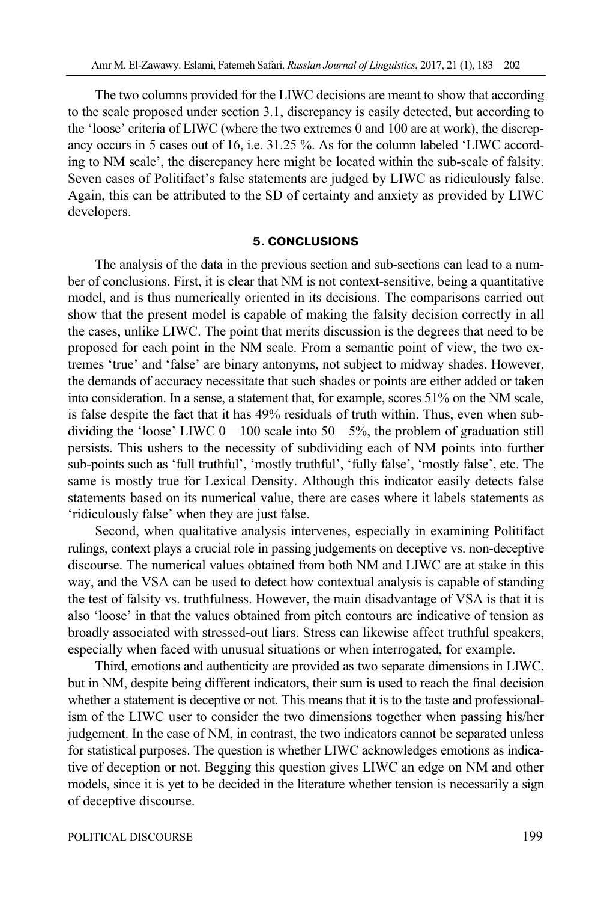The two columns provided for the LIWC decisions are meant to show that according to the scale proposed under section 3.1, discrepancy is easily detected, but according to the 'loose' criteria of LIWC (where the two extremes 0 and 100 are at work), the discrepancy occurs in 5 cases out of 16, i.e. 31.25 %. As for the column labeled 'LIWC according to NM scale', the discrepancy here might be located within the sub-scale of falsity. Seven cases of Politifact's false statements are judged by LIWC as ridiculously false. Again, this can be attributed to the SD of certainty and anxiety as provided by LIWC developers.

## 5. CONCLUSIONS

The analysis of the data in the previous section and sub-sections can lead to a number of conclusions. First, it is clear that NM is not context-sensitive, being a quantitative model, and is thus numerically oriented in its decisions. The comparisons carried out show that the present model is capable of making the falsity decision correctly in all the cases, unlike LIWC. The point that merits discussion is the degrees that need to be proposed for each point in the NM scale. From a semantic point of view, the two extremes 'true' and 'false' are binary antonyms, not subject to midway shades. However, the demands of accuracy necessitate that such shades or points are either added or taken into consideration. In a sense, a statement that, for example, scores 51% on the NM scale, is false despite the fact that it has 49% residuals of truth within. Thus, even when subdividing the 'loose' LIWC 0—100 scale into 50—5%, the problem of graduation still persists. This ushers to the necessity of subdividing each of NM points into further sub-points such as 'full truthful', 'mostly truthful', 'fully false', 'mostly false', etc. The same is mostly true for Lexical Density. Although this indicator easily detects false statements based on its numerical value, there are cases where it labels statements as 'ridiculously false' when they are just false.

Second, when qualitative analysis intervenes, especially in examining Politifact rulings, context plays a crucial role in passing judgements on deceptive vs. non-deceptive discourse. The numerical values obtained from both NM and LIWC are at stake in this way, and the VSA can be used to detect how contextual analysis is capable of standing the test of falsity vs. truthfulness. However, the main disadvantage of VSA is that it is also 'loose' in that the values obtained from pitch contours are indicative of tension as broadly associated with stressed-out liars. Stress can likewise affect truthful speakers, especially when faced with unusual situations or when interrogated, for example.

Third, emotions and authenticity are provided as two separate dimensions in LIWC, but in NM, despite being different indicators, their sum is used to reach the final decision whether a statement is deceptive or not. This means that it is to the taste and professionalism of the LIWC user to consider the two dimensions together when passing his/her judgement. In the case of NM, in contrast, the two indicators cannot be separated unless for statistical purposes. The question is whether LIWC acknowledges emotions as indicative of deception or not. Begging this question gives LIWC an edge on NM and other models, since it is yet to be decided in the literature whether tension is necessarily a sign of deceptive discourse.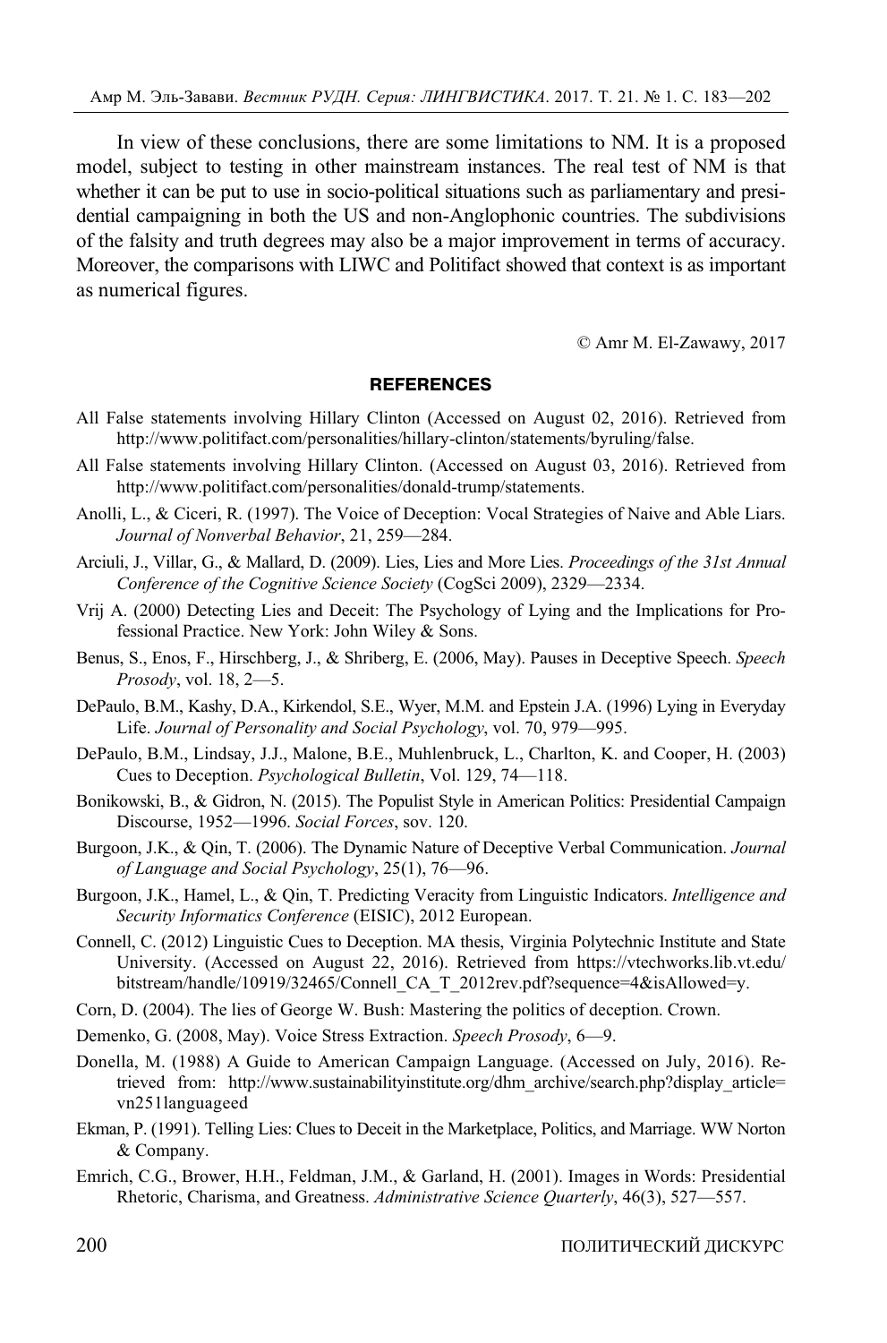In view of these conclusions, there are some limitations to NM. It is a proposed model, subject to testing in other mainstream instances. The real test of NM is that whether it can be put to use in socio-political situations such as parliamentary and presidential campaigning in both the US and non-Anglophonic countries. The subdivisions of the falsity and truth degrees may also be a major improvement in terms of accuracy. Moreover, the comparisons with LIWC and Politifact showed that context is as important as numerical figures.

© Amr M. El-Zawawy, 2017

## REFERENCES

All False statements involving Hillary Clinton (Accessed on August 02, 2016). Retrieved from http://www.politifact.com/personalities/hillary-clinton/statements/byruling/false.

All False statements involving Hillary Clinton. (Accessed on August 03, 2016). Retrieved from http://www.politifact.com/personalities/donald-trump/statements.

Anolli, L., & Ciceri, R. (1997). The Voice of Deception: Vocal Strategies of Naive and Able Liars. *Journal of Nonverbal Behavior*, 21, 259—284.

Arciuli, J., Villar, G., & Mallard, D. (2009). Lies, Lies and More Lies. *Proceedings of the 31st Annual Conference of the Cognitive Science Society* (CogSci 2009), 2329—2334.

Vrij A. (2000) Detecting Lies and Deceit: The Psychology of Lying and the Implications for Professional Practice. New York: John Wiley & Sons.

Benus, S., Enos, F., Hirschberg, J., & Shriberg, E. (2006, May). Pauses in Deceptive Speech. *Speech Prosody*, vol. 18, 2—5.

DePaulo, B.M., Kashy, D.A., Kirkendol, S.E., Wyer, M.M. and Epstein J.A. (1996) Lying in Everyday Life. *Journal of Personality and Social Psychology*, vol. 70, 979—995.

DePaulo, B.M., Lindsay, J.J., Malone, B.E., Muhlenbruck, L., Charlton, K. and Cooper, H. (2003) Cues to Deception. *Psychological Bulletin*, Vol. 129, 74—118.

Bonikowski, B., & Gidron, N. (2015). The Populist Style in American Politics: Presidential Campaign Discourse, 1952—1996. *Social Forces*, sov. 120.

Burgoon, J.K., & Qin, T. (2006). The Dynamic Nature of Deceptive Verbal Communication. *Journal of Language and Social Psychology*, 25(1), 76—96.

Burgoon, J.K., Hamel, L., & Qin, T. Predicting Veracity from Linguistic Indicators. *Intelligence and Security Informatics Conference* (EISIC), 2012 European.

Connell, C. (2012) Linguistic Cues to Deception. MA thesis, Virginia Polytechnic Institute and State University. (Accessed on August 22, 2016). Retrieved from https://vtechworks.lib.vt.edu/bitstream/handle/10919/32465/Connell_CA_T_2012rev.pdf?sequence=4&isAllowed=y.

Corn, D. (2004). The lies of George W. Bush: Mastering the politics of deception. Crown.

Demenko, G. (2008, May). Voice Stress Extraction. *Speech Prosody*, 6—9.

Donella, M. (1988) A Guide to American Campaign Language. (Accessed on July, 2016). Retrieved from: http://www.sustainabilityinstitute.org/dhm_archive/search.php?display_article=vn251languageed

Ekman, P. (1991). Telling Lies: Clues to Deceit in the Marketplace, Politics, and Marriage. WW Norton & Company.

Emrich, C.G., Brower, H.H., Feldman, J.M., & Garland, H. (2001). Images in Words: Presidential Rhetoric, Charisma, and Greatness. *Administrative Science Quarterly*, 46(3), 527—557.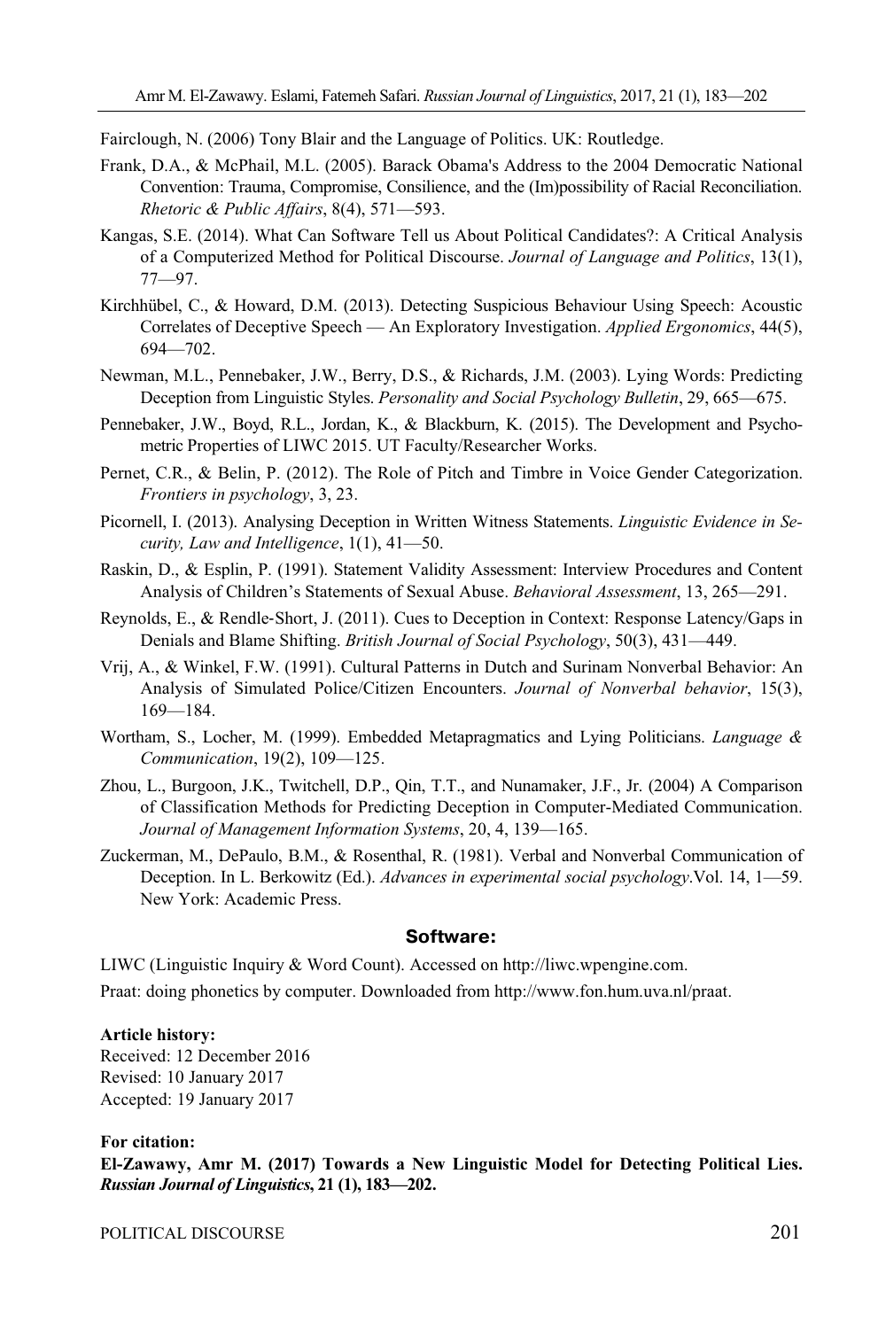Fairclough, N. (2006) Tony Blair and the Language of Politics. UK: Routledge.

Frank, D.A., & McPhail, M.L. (2005). Barack Obama's Address to the 2004 Democratic National Convention: Trauma, Compromise, Consilience, and the (Im)possibility of Racial Reconciliation. *Rhetoric & Public Affairs*, 8(4), 571—593.

Kangas, S.E. (2014). What Can Software Tell us About Political Candidates?: A Critical Analysis of a Computerized Method for Political Discourse. *Journal of Language and Politics*, 13(1), 77—97.

Kirchhübel, C., & Howard, D.M. (2013). Detecting Suspicious Behaviour Using Speech: Acoustic Correlates of Deceptive Speech — An Exploratory Investigation. *Applied Ergonomics*, 44(5), 694—702.

Newman, M.L., Pennebaker, J.W., Berry, D.S., & Richards, J.M. (2003). Lying Words: Predicting Deception from Linguistic Styles. *Personality and Social Psychology Bulletin*, 29, 665—675.

Pennebaker, J.W., Boyd, R.L., Jordan, K., & Blackburn, K. (2015). The Development and Psychometric Properties of LIWC 2015. UT Faculty/Researcher Works.

Pernet, C.R., & Belin, P. (2012). The Role of Pitch and Timbre in Voice Gender Categorization. *Frontiers in psychology*, 3, 23.

Picornell, I. (2013). Analysing Deception in Written Witness Statements. *Linguistic Evidence in Security, Law and Intelligence*, 1(1), 41—50.

Raskin, D., & Esplin, P. (1991). Statement Validity Assessment: Interview Procedures and Content Analysis of Children's Statements of Sexual Abuse. *Behavioral Assessment*, 13, 265—291.

Reynolds, E., & Rendle-Short, J. (2011). Cues to Deception in Context: Response Latency/Gaps in Denials and Blame Shifting. *British Journal of Social Psychology*, 50(3), 431—449.

Vrij, A., & Winkel, F.W. (1991). Cultural Patterns in Dutch and Surinam Nonverbal Behavior: An Analysis of Simulated Police/Citizen Encounters. *Journal of Nonverbal behavior*, 15(3), 169—184.

Wortham, S., Locher, M. (1999). Embedded Metapragmatics and Lying Politicians. *Language & Communication*, 19(2), 109—125.

Zhou, L., Burgoon, J.K., Twitchell, D.P., Qin, T.T., and Nunamaker, J.F., Jr. (2004) A Comparison of Classification Methods for Predicting Deception in Computer-Mediated Communication. *Journal of Management Information Systems*, 20, 4, 139—165.

Zuckerman, M., DePaulo, B.M., & Rosenthal, R. (1981). Verbal and Nonverbal Communication of Deception. In L. Berkowitz (Ed.). *Advances in experimental social psychology*.Vol. 14, 1—59. New York: Academic Press.

## Software:

LIWC (Linguistic Inquiry & Word Count). Accessed on http://liwc.wpengine.com.

Praat: doing phonetics by computer. Downloaded from http://www.fon.hum.uva.nl/praat.

**Article history:**
Received: 12 December 2016
Revised: 10 January 2017
Accepted: 19 January 2017

**For citation:**
**El-Zawawy, Amr M. (2017) Towards a New Linguistic Model for Detecting Political Lies. *Russian Journal of Linguistics*, 21 (1), 183—202.**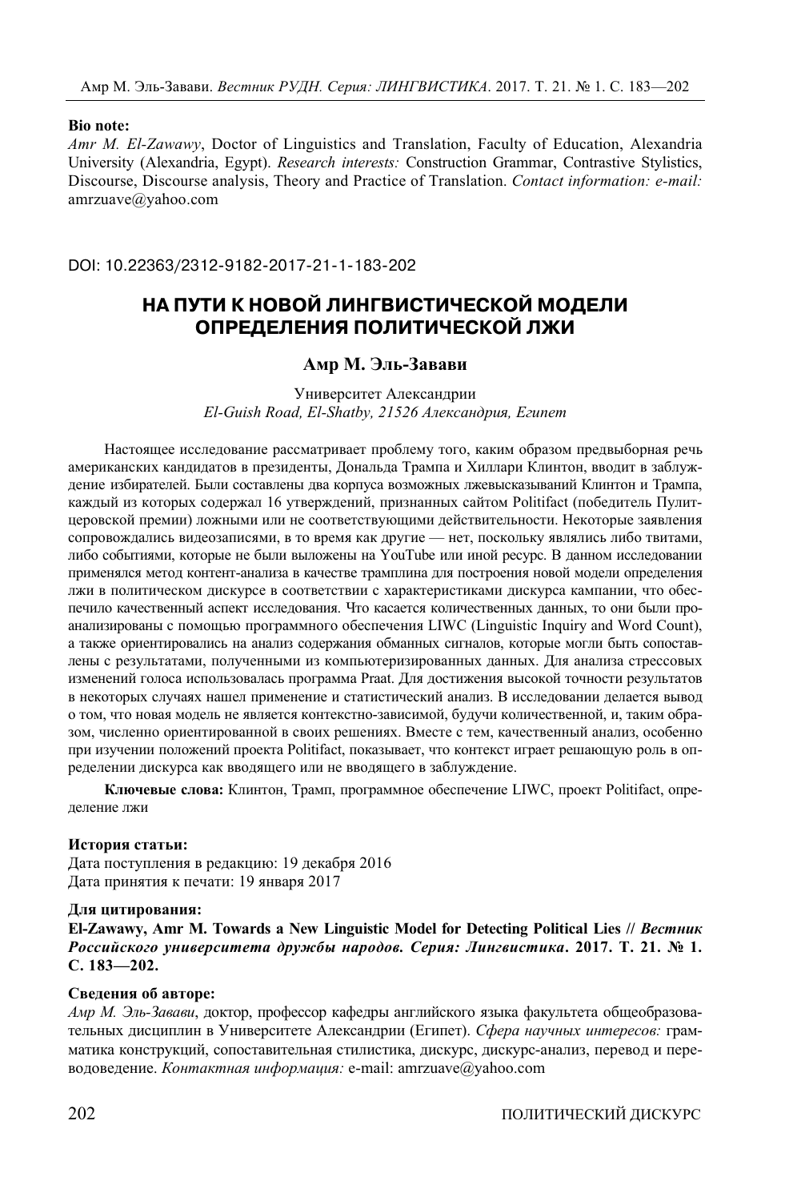**Bio note:**

*Amr M. El-Zawawy*, Doctor of Linguistics and Translation, Faculty of Education, Alexandria University (Alexandria, Egypt). *Research interests:* Construction Grammar, Contrastive Stylistics, Discourse, Discourse analysis, Theory and Practice of Translation. *Contact information: e-mail:* amrzuave@yahoo.com

DOI: 10.22363/2312-9182-2017-21-1-183-202

# НА ПУТИ К НОВОЙ ЛИНГВИСТИЧЕСКОЙ МОДЕЛИ ОПРЕДЕЛЕНИЯ ПОЛИТИЧЕСКОЙ ЛЖИ

**Амр М. Эль-Завави**

Университет Александрии
*El-Guish Road, El-Shatby, 21526 Александрия, Египет*

Настоящее исследование рассматривает проблему того, каким образом предвыборная речь американских кандидатов в президенты, Дональда Трампа и Хиллари Клинтон, вводит в заблуждение избирателей. Были составлены два корпуса возможных лжевысказываний Клинтон и Трампа, каждый из которых содержал 16 утверждений, признанных сайтом Politifact (победитель Пулитцеровской премии) ложными или не соответствующими действительности. Некоторые заявления сопровождались видеозаписями, в то время как другие — нет, поскольку являлись либо твитами, либо событиями, которые не были выложены на YouTube или иной ресурс. В данном исследовании применялся метод контент-анализа в качестве трамплина для построения новой модели определения лжи в политическом дискурсе в соответствии с характеристиками дискурса кампании, что обеспечило качественный аспект исследования. Что касается количественных данных, то они были проанализированы с помощью программного обеспечения LIWC (Linguistic Inquiry and Word Count), а также ориентировались на анализ содержания обманных сигналов, которые могли быть сопоставлены с результатами, полученными из компьютеризированных данных. Для анализа стрессовых изменений голоса использовалась программа Praat. Для достижения высокой точности результатов в некоторых случаях нашел применение и статистический анализ. В исследовании делается вывод о том, что новая модель не является контекстно-зависимой, будучи количественной, и, таким образом, численно ориентированной в своих решениях. Вместе с тем, качественный анализ, особенно при изучении положений проекта Politifact, показывает, что контекст играет решающую роль в определении дискурса как вводящего или не вводящего в заблуждение.

**Ключевые слова:** Клинтон, Трамп, программное обеспечение LIWC, проект Politifact, определение лжи

**История статьи:**
Дата поступления в редакцию: 19 декабря 2016
Дата принятия к печати: 19 января 2017

**Для цитирования:**
**El-Zawawy, Amr M. Towards a New Linguistic Model for Detecting Political Lies // *Вестник Российского университета дружбы народов. Серия: Лингвистика*. 2017. Т. 21. № 1. С. 183—202.**

**Сведения об авторе:**
*Амр М. Эль-Завави*, доктор, профессор кафедры английского языка факультета общеобразовательных дисциплин в Университете Александрии (Египет). *Сфера научных интересов:* грамматика конструкций, сопоставительная стилистика, дискурс, дискурс-анализ, перевод и переводоведение. *Контактная информация:* e-mail: amrzuave@yahoo.com